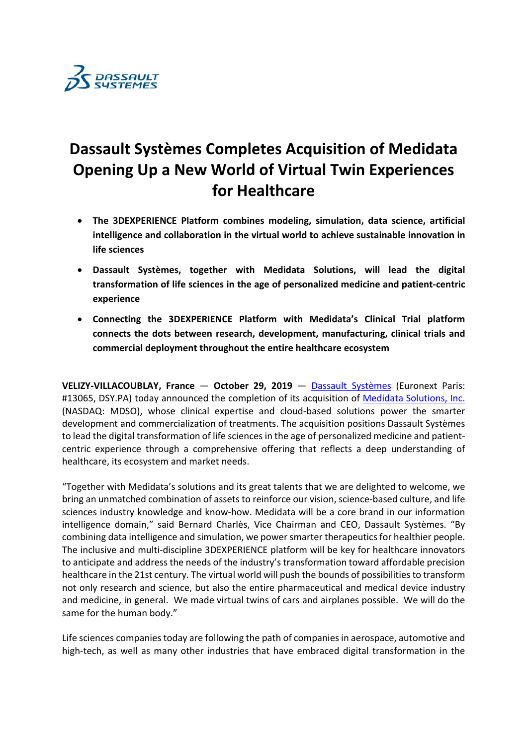# Dassault Systèmes Completes Acquisition of Medidata Opening Up a New World of Virtual Twin Experiences for Healthcare

- **The 3DEXPERIENCE Platform combines modeling, simulation, data science, artificial intelligence and collaboration in the virtual world to achieve sustainable innovation in life sciences**
- **Dassault Systèmes, together with Medidata Solutions, will lead the digital transformation of life sciences in the age of personalized medicine and patient-centric experience**
- **Connecting the 3DEXPERIENCE Platform with Medidata's Clinical Trial platform connects the dots between research, development, manufacturing, clinical trials and commercial deployment throughout the entire healthcare ecosystem**

**VELIZY-VILLACOUBLAY, France — October 29, 2019** — Dassault Systèmes (Euronext Paris: #13065, DSY.PA) today announced the completion of its acquisition of Medidata Solutions, Inc. (NASDAQ: MDSO), whose clinical expertise and cloud-based solutions power the smarter development and commercialization of treatments. The acquisition positions Dassault Systèmes to lead the digital transformation of life sciences in the age of personalized medicine and patient-centric experience through a comprehensive offering that reflects a deep understanding of healthcare, its ecosystem and market needs.

"Together with Medidata's solutions and its great talents that we are delighted to welcome, we bring an unmatched combination of assets to reinforce our vision, science-based culture, and life sciences industry knowledge and know-how. Medidata will be a core brand in our information intelligence domain," said Bernard Charlès, Vice Chairman and CEO, Dassault Systèmes. "By combining data intelligence and simulation, we power smarter therapeutics for healthier people. The inclusive and multi-discipline 3DEXPERIENCE platform will be key for healthcare innovators to anticipate and address the needs of the industry's transformation toward affordable precision healthcare in the 21st century. The virtual world will push the bounds of possibilities to transform not only research and science, but also the entire pharmaceutical and medical device industry and medicine, in general. We made virtual twins of cars and airplanes possible. We will do the same for the human body."

Life sciences companies today are following the path of companies in aerospace, automotive and high-tech, as well as many other industries that have embraced digital transformation in the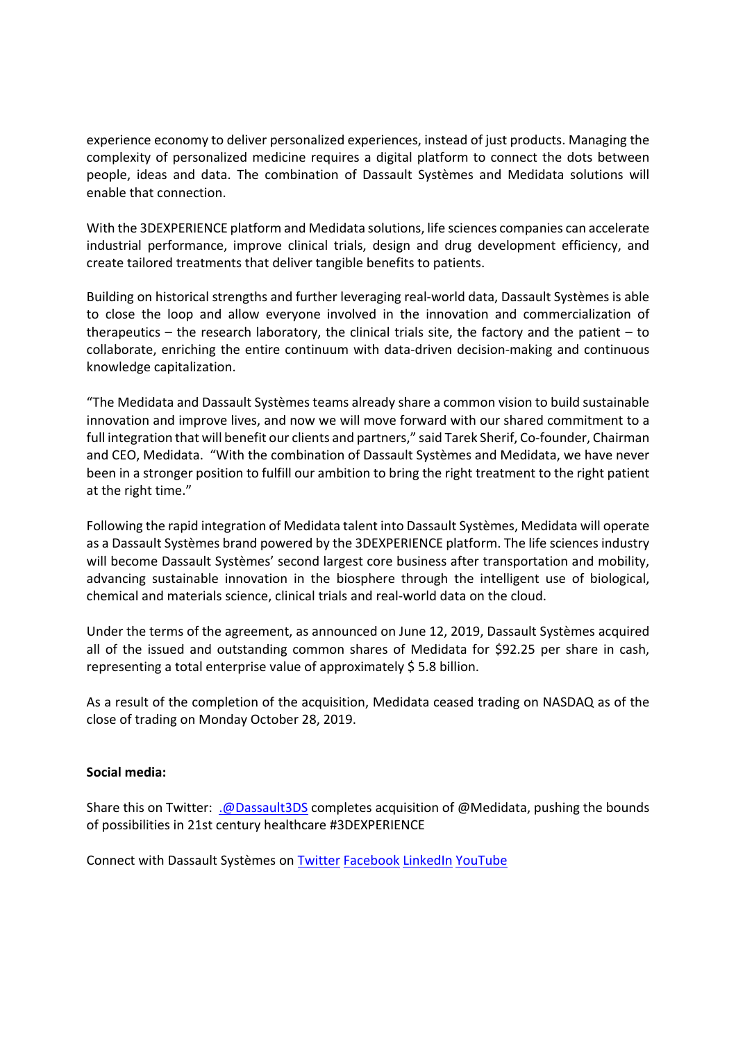experience economy to deliver personalized experiences, instead of just products. Managing the complexity of personalized medicine requires a digital platform to connect the dots between people, ideas and data. The combination of Dassault Systèmes and Medidata solutions will enable that connection.

With the 3DEXPERIENCE platform and Medidata solutions, life sciences companies can accelerate industrial performance, improve clinical trials, design and drug development efficiency, and create tailored treatments that deliver tangible benefits to patients.

Building on historical strengths and further leveraging real-world data, Dassault Systèmes is able to close the loop and allow everyone involved in the innovation and commercialization of therapeutics – the research laboratory, the clinical trials site, the factory and the patient – to collaborate, enriching the entire continuum with data-driven decision-making and continuous knowledge capitalization.

"The Medidata and Dassault Systèmes teams already share a common vision to build sustainable innovation and improve lives, and now we will move forward with our shared commitment to a full integration that will benefit our clients and partners," said Tarek Sherif, Co-founder, Chairman and CEO, Medidata. "With the combination of Dassault Systèmes and Medidata, we have never been in a stronger position to fulfill our ambition to bring the right treatment to the right patient at the right time."

Following the rapid integration of Medidata talent into Dassault Systèmes, Medidata will operate as a Dassault Systèmes brand powered by the 3DEXPERIENCE platform. The life sciences industry will become Dassault Systèmes' second largest core business after transportation and mobility, advancing sustainable innovation in the biosphere through the intelligent use of biological, chemical and materials science, clinical trials and real-world data on the cloud.

Under the terms of the agreement, as announced on June 12, 2019, Dassault Systèmes acquired all of the issued and outstanding common shares of Medidata for $92.25 per share in cash, representing a total enterprise value of approximately $ 5.8 billion.

As a result of the completion of the acquisition, Medidata ceased trading on NASDAQ as of the close of trading on Monday October 28, 2019.

**Social media:**

Share this on Twitter: .@Dassault3DS completes acquisition of @Medidata, pushing the bounds of possibilities in 21st century healthcare #3DEXPERIENCE

Connect with Dassault Systèmes on Twitter Facebook LinkedIn YouTube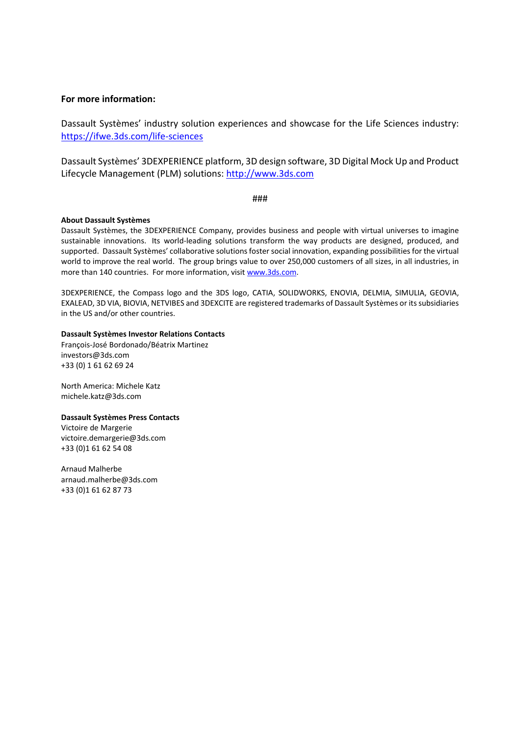**For more information:**

Dassault Systèmes' industry solution experiences and showcase for the Life Sciences industry: https://ifwe.3ds.com/life-sciences

Dassault Systèmes' 3DEXPERIENCE platform, 3D design software, 3D Digital Mock Up and Product Lifecycle Management (PLM) solutions: http://www.3ds.com

###

**About Dassault Systèmes**

Dassault Systèmes, the 3DEXPERIENCE Company, provides business and people with virtual universes to imagine sustainable innovations. Its world-leading solutions transform the way products are designed, produced, and supported. Dassault Systèmes' collaborative solutions foster social innovation, expanding possibilities for the virtual world to improve the real world. The group brings value to over 250,000 customers of all sizes, in all industries, in more than 140 countries. For more information, visit www.3ds.com.

3DEXPERIENCE, the Compass logo and the 3DS logo, CATIA, SOLIDWORKS, ENOVIA, DELMIA, SIMULIA, GEOVIA, EXALEAD, 3D VIA, BIOVIA, NETVIBES and 3DEXCITE are registered trademarks of Dassault Systèmes or its subsidiaries in the US and/or other countries.

**Dassault Systèmes Investor Relations Contacts**

François-José Bordonado/Béatrix Martinez
investors@3ds.com
+33 (0) 1 61 62 69 24

North America: Michele Katz
michele.katz@3ds.com

**Dassault Systèmes Press Contacts**

Victoire de Margerie
victoire.demargerie@3ds.com
+33 (0)1 61 62 54 08

Arnaud Malherbe
arnaud.malherbe@3ds.com
+33 (0)1 61 62 87 73